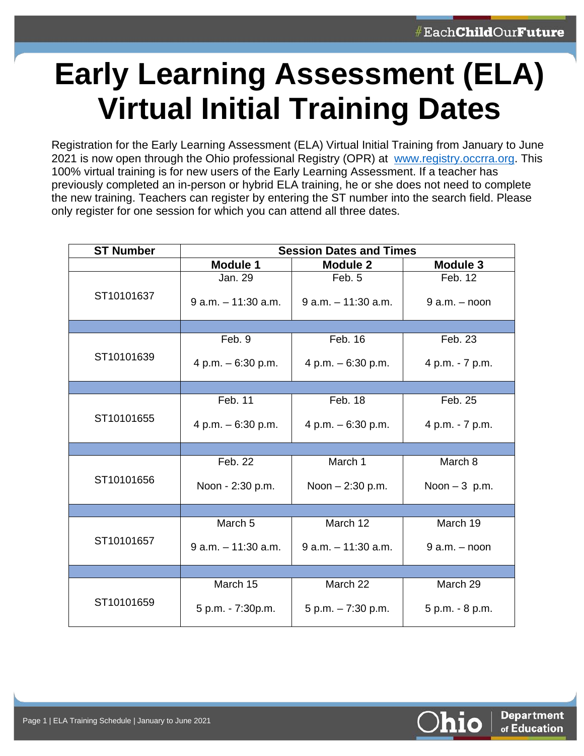# Early Learning Assessment (ELA) Virtual Initial Training Dates

Registration for the Early Learning Assessment (ELA) Virtual Initial Training from January to June 2021 is now open through the Ohio professional Registry (OPR) at www.registry.occrra.org. This 100% virtual training is for new users of the Early Learning Assessment. If a teacher has previously completed an in-person or hybrid ELA training, he or she does not need to complete the new training. Teachers can register by entering the ST number into the search field. Please only register for one session for which you can attend all three dates.

| ST Number | Session Dates and Times | | |
|---|---|---|---|
| | **Module 1** | **Module 2** | **Module 3** |
| ST10101637 | Jan. 29<br>9 a.m. – 11:30 a.m. | Feb. 5<br>9 a.m. – 11:30 a.m. | Feb. 12<br>9 a.m. – noon |
| ST10101639 | Feb. 9<br>4 p.m. – 6:30 p.m. | Feb. 16<br>4 p.m. – 6:30 p.m. | Feb. 23<br>4 p.m. - 7 p.m. |
| ST10101655 | Feb. 11<br>4 p.m. – 6:30 p.m. | Feb. 18<br>4 p.m. – 6:30 p.m. | Feb. 25<br>4 p.m. - 7 p.m. |
| ST10101656 | Feb. 22<br>Noon - 2:30 p.m. | March 1<br>Noon – 2:30 p.m. | March 8<br>Noon – 3 p.m. |
| ST10101657 | March 5<br>9 a.m. – 11:30 a.m. | March 12<br>9 a.m. – 11:30 a.m. | March 19<br>9 a.m. – noon |
| ST10101659 | March 15<br>5 p.m. - 7:30p.m. | March 22<br>5 p.m. – 7:30 p.m. | March 29<br>5 p.m. - 8 p.m. |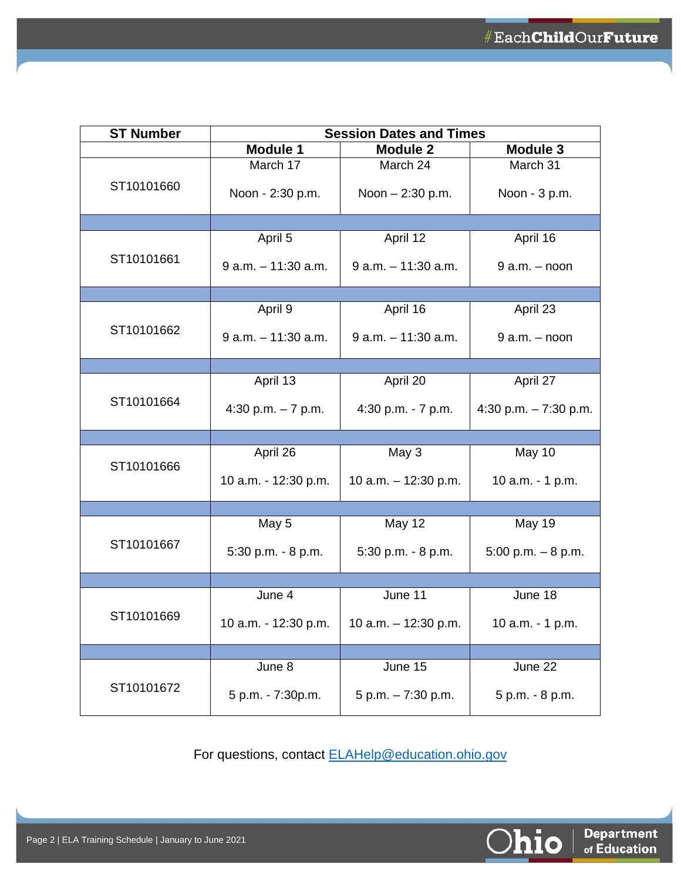| ST Number | Session Dates and Times | | |
|---|---|---|---|
| | Module 1 | Module 2 | Module 3 |
| ST10101660 | March 17<br><br>Noon - 2:30 p.m. | March 24<br><br>Noon – 2:30 p.m. | March 31<br><br>Noon - 3 p.m. |
| ST10101661 | April 5<br><br>9 a.m. – 11:30 a.m. | April 12<br><br>9 a.m. – 11:30 a.m. | April 16<br><br>9 a.m. – noon |
| ST10101662 | April 9<br><br>9 a.m. – 11:30 a.m. | April 16<br><br>9 a.m. – 11:30 a.m. | April 23<br><br>9 a.m. – noon |
| ST10101664 | April 13<br><br>4:30 p.m. – 7 p.m. | April 20<br><br>4:30 p.m. - 7 p.m. | April 27<br><br>4:30 p.m. – 7:30 p.m. |
| ST10101666 | April 26<br><br>10 a.m. - 12:30 p.m. | May 3<br><br>10 a.m. – 12:30 p.m. | May 10<br><br>10 a.m. - 1 p.m. |
| ST10101667 | May 5<br><br>5:30 p.m. - 8 p.m. | May 12<br><br>5:30 p.m. - 8 p.m. | May 19<br><br>5:00 p.m. – 8 p.m. |
| ST10101669 | June 4<br><br>10 a.m. - 12:30 p.m. | June 11<br><br>10 a.m. – 12:30 p.m. | June 18<br><br>10 a.m. - 1 p.m. |
| ST10101672 | June 8<br><br>5 p.m. - 7:30p.m. | June 15<br><br>5 p.m. – 7:30 p.m. | June 22<br><br>5 p.m. - 8 p.m. |

For questions, contact ELAHelp@education.ohio.gov